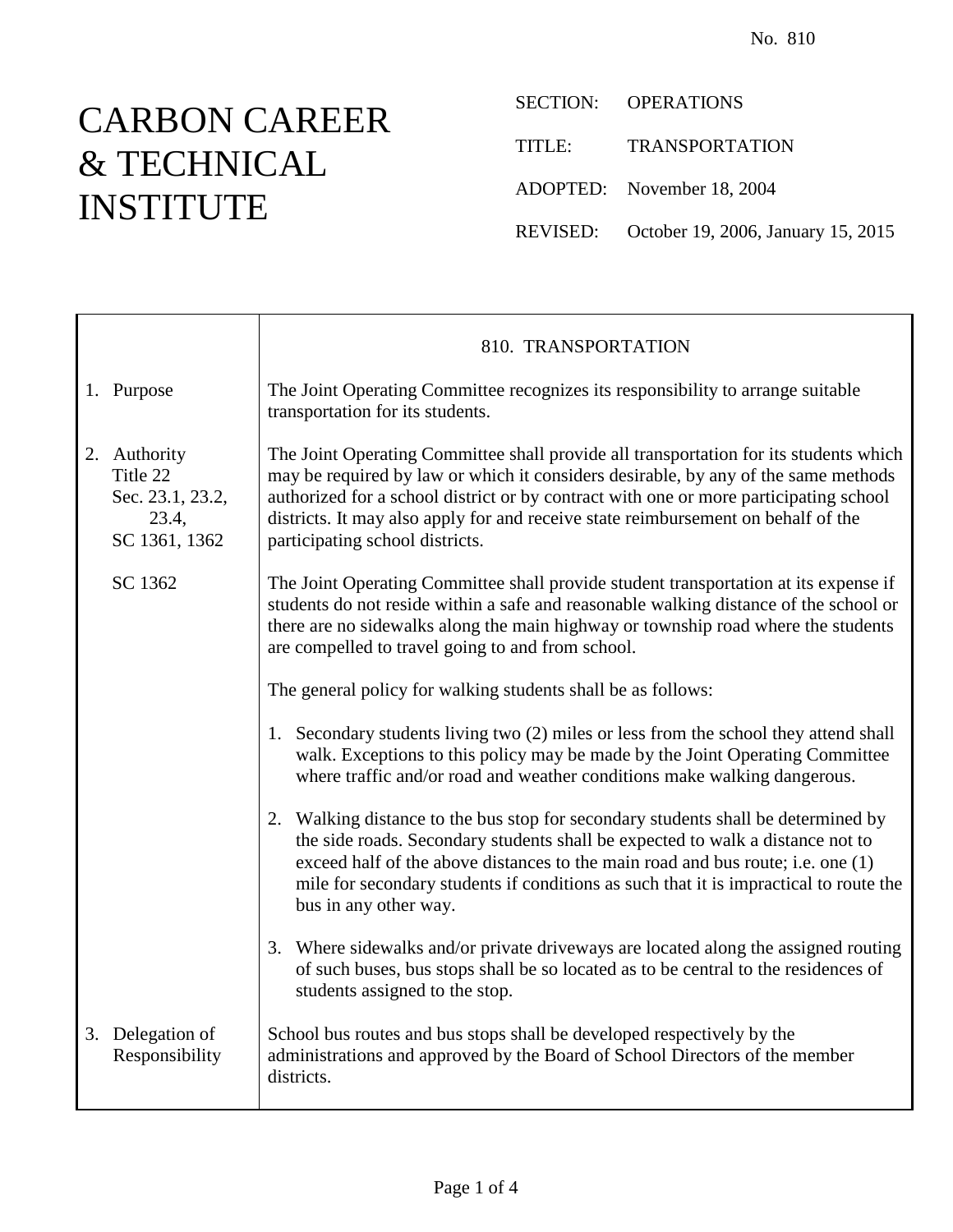No. 810

# CARBON CAREER & TECHNICAL INSTITUTE

SECTION: OPERATIONS

TITLE: TRANSPORTATION

ADOPTED: November 18, 2004

REVISED: October 19, 2006, January 15, 2015

## 810. TRANSPORTATION

**1. Purpose**

The Joint Operating Committee recognizes its responsibility to arrange suitable transportation for its students.

**2. Authority**
Title 22
Sec. 23.1, 23.2, 23.4,
SC 1361, 1362

The Joint Operating Committee shall provide all transportation for its students which may be required by law or which it considers desirable, by any of the same methods authorized for a school district or by contract with one or more participating school districts. It may also apply for and receive state reimbursement on behalf of the participating school districts.

SC 1362

The Joint Operating Committee shall provide student transportation at its expense if students do not reside within a safe and reasonable walking distance of the school or there are no sidewalks along the main highway or township road where the students are compelled to travel going to and from school.

The general policy for walking students shall be as follows:

1. Secondary students living two (2) miles or less from the school they attend shall walk. Exceptions to this policy may be made by the Joint Operating Committee where traffic and/or road and weather conditions make walking dangerous.

2. Walking distance to the bus stop for secondary students shall be determined by the side roads. Secondary students shall be expected to walk a distance not to exceed half of the above distances to the main road and bus route; i.e. one (1) mile for secondary students if conditions as such that it is impractical to route the bus in any other way.

3. Where sidewalks and/or private driveways are located along the assigned routing of such buses, bus stops shall be so located as to be central to the residences of students assigned to the stop.

**3. Delegation of Responsibility**

School bus routes and bus stops shall be developed respectively by the administrations and approved by the Board of School Directors of the member districts.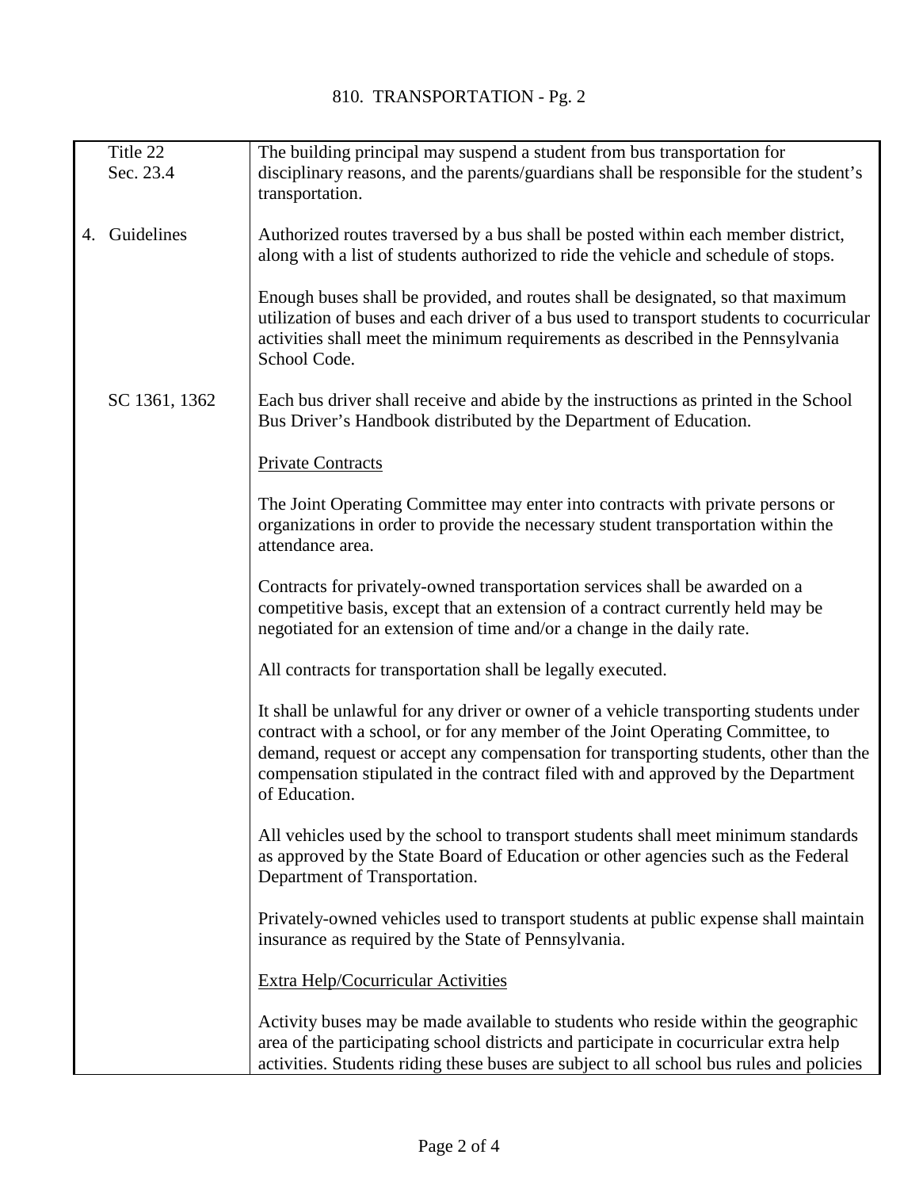# 810. TRANSPORTATION - Pg. 2

| | |
|---|---|
| Title 22 Sec. 23.4 | The building principal may suspend a student from bus transportation for disciplinary reasons, and the parents/guardians shall be responsible for the student's transportation. |
| 4. Guidelines | Authorized routes traversed by a bus shall be posted within each member district, along with a list of students authorized to ride the vehicle and schedule of stops. |
| | Enough buses shall be provided, and routes shall be designated, so that maximum utilization of buses and each driver of a bus used to transport students to cocurricular activities shall meet the minimum requirements as described in the Pennsylvania School Code. |
| SC 1361, 1362 | Each bus driver shall receive and abide by the instructions as printed in the School Bus Driver's Handbook distributed by the Department of Education. |
| | <u>Private Contracts</u> |
| | The Joint Operating Committee may enter into contracts with private persons or organizations in order to provide the necessary student transportation within the attendance area. |
| | Contracts for privately-owned transportation services shall be awarded on a competitive basis, except that an extension of a contract currently held may be negotiated for an extension of time and/or a change in the daily rate. |
| | All contracts for transportation shall be legally executed. |
| | It shall be unlawful for any driver or owner of a vehicle transporting students under contract with a school, or for any member of the Joint Operating Committee, to demand, request or accept any compensation for transporting students, other than the compensation stipulated in the contract filed with and approved by the Department of Education. |
| | All vehicles used by the school to transport students shall meet minimum standards as approved by the State Board of Education or other agencies such as the Federal Department of Transportation. |
| | Privately-owned vehicles used to transport students at public expense shall maintain insurance as required by the State of Pennsylvania. |
| | <u>Extra Help/Cocurricular Activities</u> |
| | Activity buses may be made available to students who reside within the geographic area of the participating school districts and participate in cocurricular extra help activities. Students riding these buses are subject to all school bus rules and policies |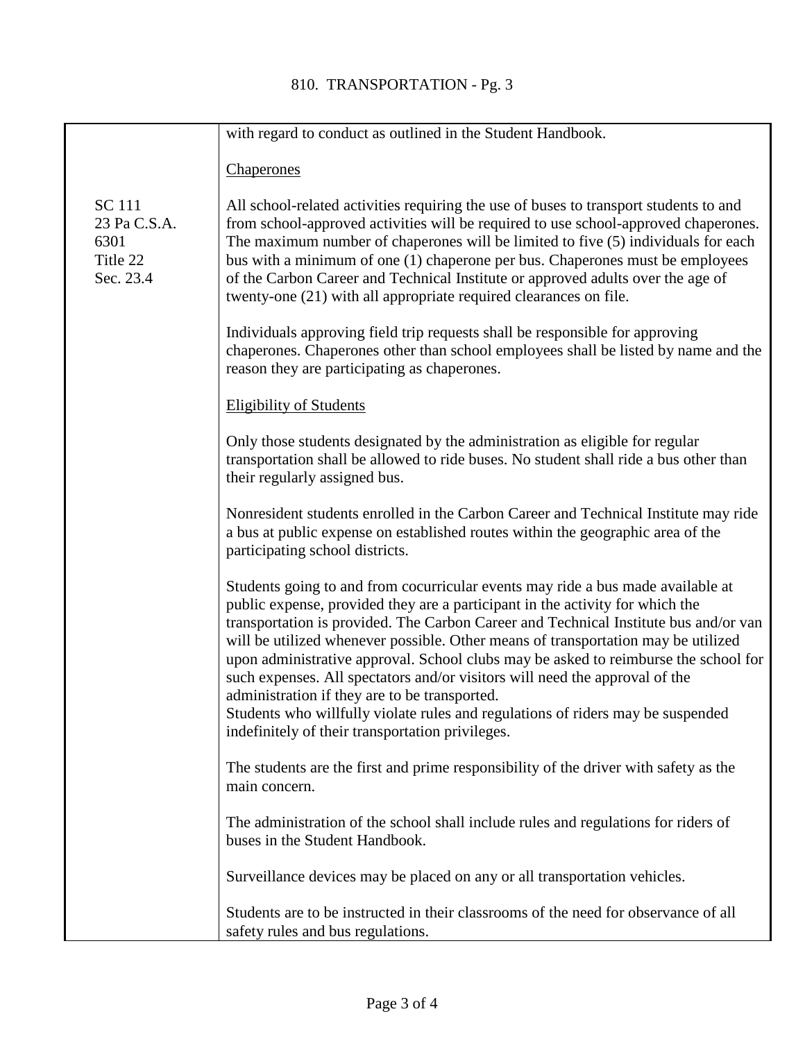with regard to conduct as outlined in the Student Handbook.

Chaperones

SC 111
23 Pa C.S.A. 6301
Title 22
Sec. 23.4

All school-related activities requiring the use of buses to transport students to and from school-approved activities will be required to use school-approved chaperones. The maximum number of chaperones will be limited to five (5) individuals for each bus with a minimum of one (1) chaperone per bus. Chaperones must be employees of the Carbon Career and Technical Institute or approved adults over the age of twenty-one (21) with all appropriate required clearances on file.

Individuals approving field trip requests shall be responsible for approving chaperones. Chaperones other than school employees shall be listed by name and the reason they are participating as chaperones.

Eligibility of Students

Only those students designated by the administration as eligible for regular transportation shall be allowed to ride buses. No student shall ride a bus other than their regularly assigned bus.

Nonresident students enrolled in the Carbon Career and Technical Institute may ride a bus at public expense on established routes within the geographic area of the participating school districts.

Students going to and from cocurricular events may ride a bus made available at public expense, provided they are a participant in the activity for which the transportation is provided. The Carbon Career and Technical Institute bus and/or van will be utilized whenever possible. Other means of transportation may be utilized upon administrative approval. School clubs may be asked to reimburse the school for such expenses. All spectators and/or visitors will need the approval of the administration if they are to be transported.
Students who willfully violate rules and regulations of riders may be suspended indefinitely of their transportation privileges.

The students are the first and prime responsibility of the driver with safety as the main concern.

The administration of the school shall include rules and regulations for riders of buses in the Student Handbook.

Surveillance devices may be placed on any or all transportation vehicles.

Students are to be instructed in their classrooms of the need for observance of all safety rules and bus regulations.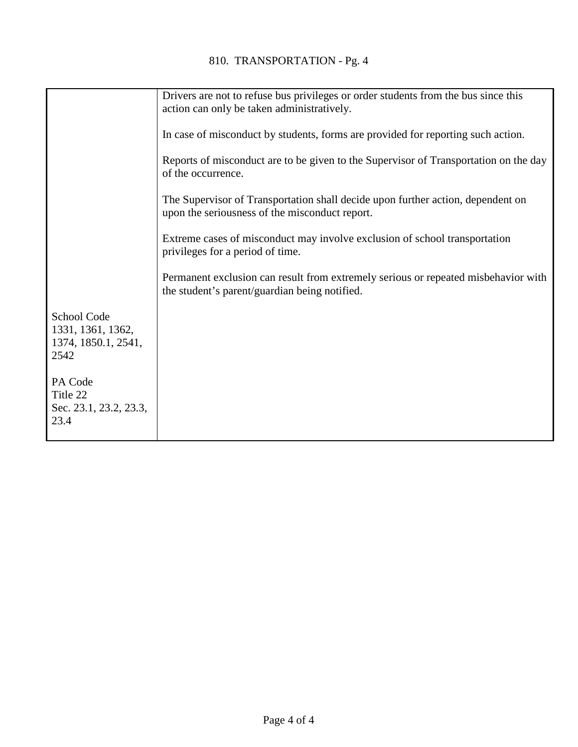| | |
|---|---|
| | Drivers are not to refuse bus privileges or order students from the bus since this action can only be taken administratively.<br><br>In case of misconduct by students, forms are provided for reporting such action.<br><br>Reports of misconduct are to be given to the Supervisor of Transportation on the day of the occurrence.<br><br>The Supervisor of Transportation shall decide upon further action, dependent on upon the seriousness of the misconduct report.<br><br>Extreme cases of misconduct may involve exclusion of school transportation privileges for a period of time.<br><br>Permanent exclusion can result from extremely serious or repeated misbehavior with the student's parent/guardian being notified. |
| School Code<br>1331, 1361, 1362, 1374, 1850.1, 2541, 2542<br><br>PA Code<br>Title 22<br>Sec. 23.1, 23.2, 23.3, 23.4 | |